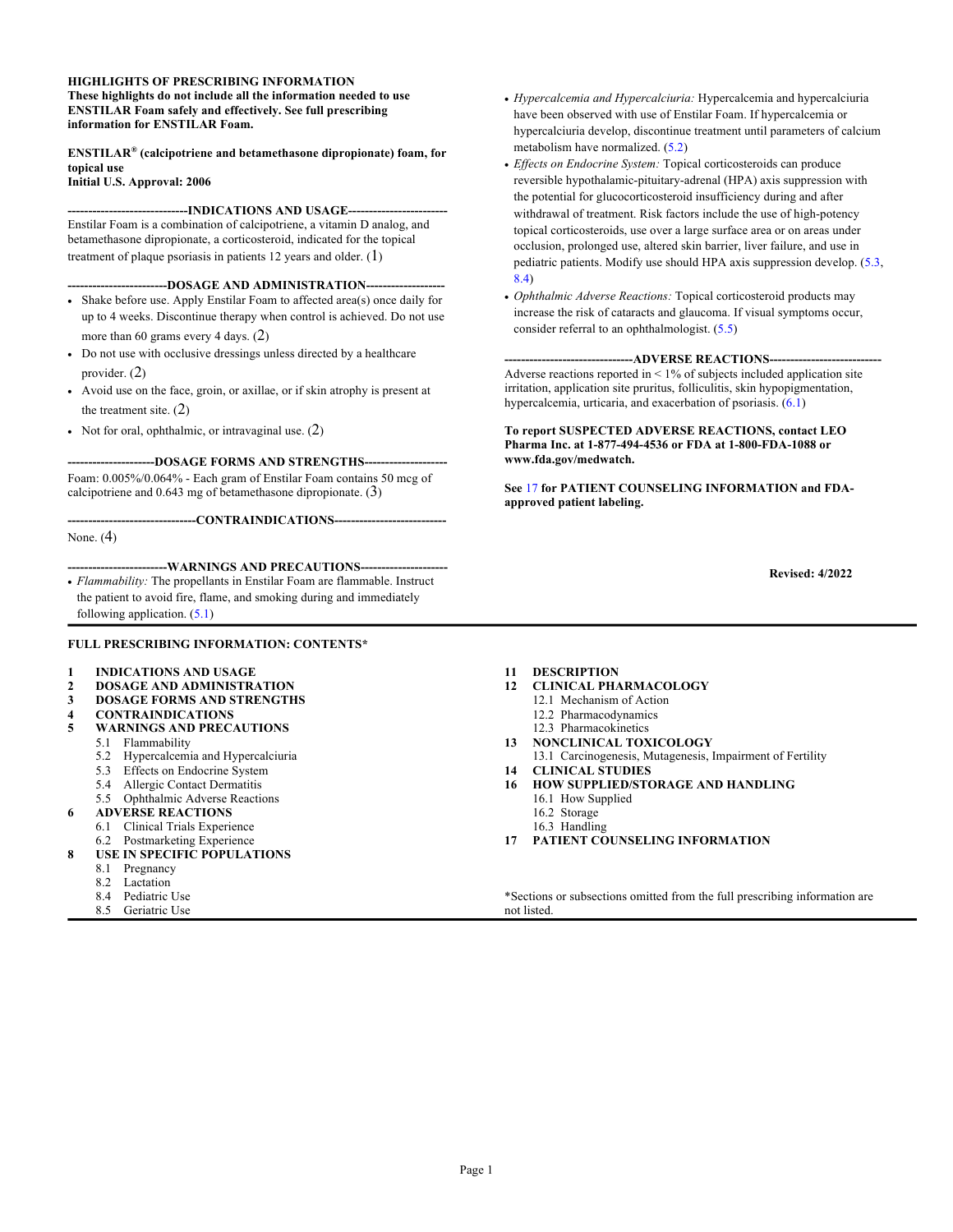**HIGHLIGHTS OF PRESCRIBING INFORMATION**
**These highlights do not include all the information needed to use ENSTILAR Foam safely and effectively. See full prescribing information for ENSTILAR Foam.**

**ENSTILAR® (calcipotriene and betamethasone dipropionate) foam, for topical use**
**Initial U.S. Approval: 2006**

**----------------------------INDICATIONS AND USAGE----------------------------**

Enstilar Foam is a combination of calcipotriene, a vitamin D analog, and betamethasone dipropionate, a corticosteroid, indicated for the topical treatment of plaque psoriasis in patients 12 years and older. (1)

**----------------------------DOSAGE AND ADMINISTRATION----------------------------**

- Shake before use. Apply Enstilar Foam to affected area(s) once daily for up to 4 weeks. Discontinue therapy when control is achieved. Do not use more than 60 grams every 4 days. (2)
- Do not use with occlusive dressings unless directed by a healthcare provider. (2)
- Avoid use on the face, groin, or axillae, or if skin atrophy is present at the treatment site. (2)
- Not for oral, ophthalmic, or intravaginal use. (2)

**----------------------------DOSAGE FORMS AND STRENGTHS----------------------------**

Foam: 0.005%/0.064% - Each gram of Enstilar Foam contains 50 mcg of calcipotriene and 0.643 mg of betamethasone dipropionate. (3)

**----------------------------CONTRAINDICATIONS----------------------------**

None. (4)

**----------------------------WARNINGS AND PRECAUTIONS----------------------------**

- *Flammability:* The propellants in Enstilar Foam are flammable. Instruct the patient to avoid fire, flame, and smoking during and immediately following application. (5.1)
- *Hypercalcemia and Hypercalciuria:* Hypercalcemia and hypercalciuria have been observed with use of Enstilar Foam. If hypercalcemia or hypercalciuria develop, discontinue treatment until parameters of calcium metabolism have normalized. (5.2)
- *Effects on Endocrine System:* Topical corticosteroids can produce reversible hypothalamic-pituitary-adrenal (HPA) axis suppression with the potential for glucocorticosteroid insufficiency during and after withdrawal of treatment. Risk factors include the use of high-potency topical corticosteroids, use over a large surface area or on areas under occlusion, prolonged use, altered skin barrier, liver failure, and use in pediatric patients. Modify use should HPA axis suppression develop. (5.3, 8.4)
- *Ophthalmic Adverse Reactions:* Topical corticosteroid products may increase the risk of cataracts and glaucoma. If visual symptoms occur, consider referral to an ophthalmologist. (5.5)

**----------------------------ADVERSE REACTIONS----------------------------**

Adverse reactions reported in < 1% of subjects included application site irritation, application site pruritus, folliculitis, skin hypopigmentation, hypercalcemia, urticaria, and exacerbation of psoriasis. (6.1)

**To report SUSPECTED ADVERSE REACTIONS, contact LEO Pharma Inc. at 1-877-494-4536 or FDA at 1-800-FDA-1088 or www.fda.gov/medwatch.**

**See 17 for PATIENT COUNSELING INFORMATION and FDA-approved patient labeling.**

**Revised: 4/2022**

---

**FULL PRESCRIBING INFORMATION: CONTENTS***

**1 INDICATIONS AND USAGE**
**2 DOSAGE AND ADMINISTRATION**
**3 DOSAGE FORMS AND STRENGTHS**
**4 CONTRAINDICATIONS**
**5 WARNINGS AND PRECAUTIONS**
- 5.1 Flammability
- 5.2 Hypercalcemia and Hypercalciuria
- 5.3 Effects on Endocrine System
- 5.4 Allergic Contact Dermatitis
- 5.5 Ophthalmic Adverse Reactions

**6 ADVERSE REACTIONS**
- 6.1 Clinical Trials Experience
- 6.2 Postmarketing Experience

**8 USE IN SPECIFIC POPULATIONS**
- 8.1 Pregnancy
- 8.2 Lactation
- 8.4 Pediatric Use
- 8.5 Geriatric Use

**11 DESCRIPTION**
**12 CLINICAL PHARMACOLOGY**
- 12.1 Mechanism of Action
- 12.2 Pharmacodynamics
- 12.3 Pharmacokinetics

**13 NONCLINICAL TOXICOLOGY**
- 13.1 Carcinogenesis, Mutagenesis, Impairment of Fertility

**14 CLINICAL STUDIES**
**16 HOW SUPPLIED/STORAGE AND HANDLING**
- 16.1 How Supplied
- 16.2 Storage
- 16.3 Handling

**17 PATIENT COUNSELING INFORMATION**

*Sections or subsections omitted from the full prescribing information are not listed.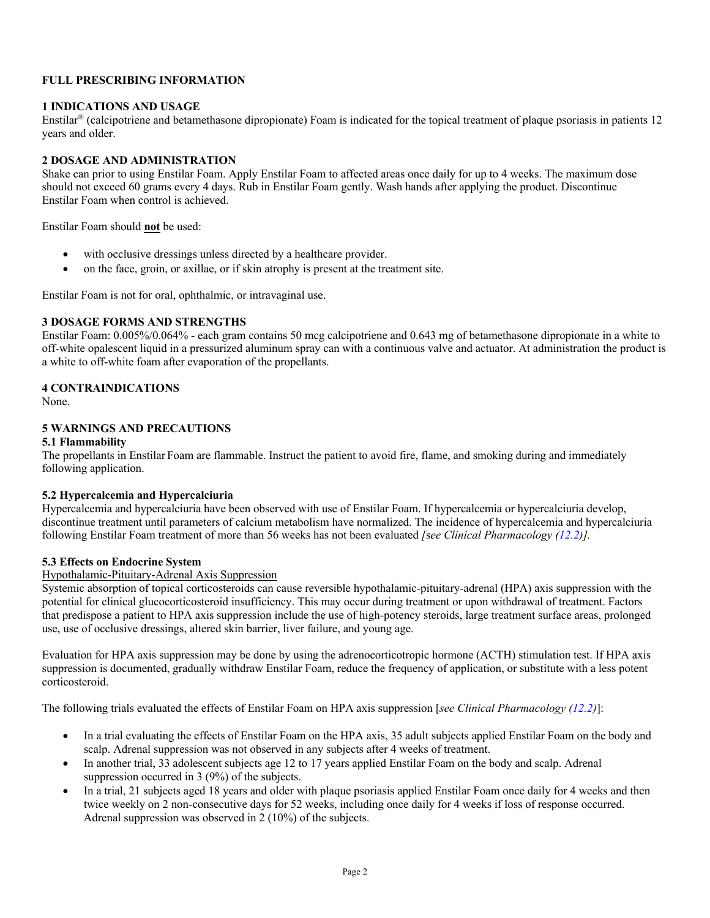# FULL PRESCRIBING INFORMATION

## 1 INDICATIONS AND USAGE

Enstilar® (calcipotriene and betamethasone dipropionate) Foam is indicated for the topical treatment of plaque psoriasis in patients 12 years and older.

## 2 DOSAGE AND ADMINISTRATION

Shake can prior to using Enstilar Foam. Apply Enstilar Foam to affected areas once daily for up to 4 weeks. The maximum dose should not exceed 60 grams every 4 days. Rub in Enstilar Foam gently. Wash hands after applying the product. Discontinue Enstilar Foam when control is achieved.

Enstilar Foam should **not** be used:

- with occlusive dressings unless directed by a healthcare provider.
- on the face, groin, or axillae, or if skin atrophy is present at the treatment site.

Enstilar Foam is not for oral, ophthalmic, or intravaginal use.

## 3 DOSAGE FORMS AND STRENGTHS

Enstilar Foam: 0.005%/0.064% - each gram contains 50 mcg calcipotriene and 0.643 mg of betamethasone dipropionate in a white to off-white opalescent liquid in a pressurized aluminum spray can with a continuous valve and actuator. At administration the product is a white to off-white foam after evaporation of the propellants.

## 4 CONTRAINDICATIONS

None.

## 5 WARNINGS AND PRECAUTIONS

### 5.1 Flammability

The propellants in Enstilar Foam are flammable. Instruct the patient to avoid fire, flame, and smoking during and immediately following application.

### 5.2 Hypercalcemia and Hypercalciuria

Hypercalcemia and hypercalciuria have been observed with use of Enstilar Foam. If hypercalcemia or hypercalciuria develop, discontinue treatment until parameters of calcium metabolism have normalized. The incidence of hypercalcemia and hypercalciuria following Enstilar Foam treatment of more than 56 weeks has not been evaluated *[see Clinical Pharmacology (12.2)].*

### 5.3 Effects on Endocrine System

Hypothalamic-Pituitary-Adrenal Axis Suppression

Systemic absorption of topical corticosteroids can cause reversible hypothalamic-pituitary-adrenal (HPA) axis suppression with the potential for clinical glucocorticosteroid insufficiency. This may occur during treatment or upon withdrawal of treatment. Factors that predispose a patient to HPA axis suppression include the use of high-potency steroids, large treatment surface areas, prolonged use, use of occlusive dressings, altered skin barrier, liver failure, and young age.

Evaluation for HPA axis suppression may be done by using the adrenocorticotropic hormone (ACTH) stimulation test. If HPA axis suppression is documented, gradually withdraw Enstilar Foam, reduce the frequency of application, or substitute with a less potent corticosteroid.

The following trials evaluated the effects of Enstilar Foam on HPA axis suppression [*see Clinical Pharmacology (12.2)*]:

- In a trial evaluating the effects of Enstilar Foam on the HPA axis, 35 adult subjects applied Enstilar Foam on the body and scalp. Adrenal suppression was not observed in any subjects after 4 weeks of treatment.
- In another trial, 33 adolescent subjects age 12 to 17 years applied Enstilar Foam on the body and scalp. Adrenal suppression occurred in 3 (9%) of the subjects.
- In a trial, 21 subjects aged 18 years and older with plaque psoriasis applied Enstilar Foam once daily for 4 weeks and then twice weekly on 2 non-consecutive days for 52 weeks, including once daily for 4 weeks if loss of response occurred. Adrenal suppression was observed in 2 (10%) of the subjects.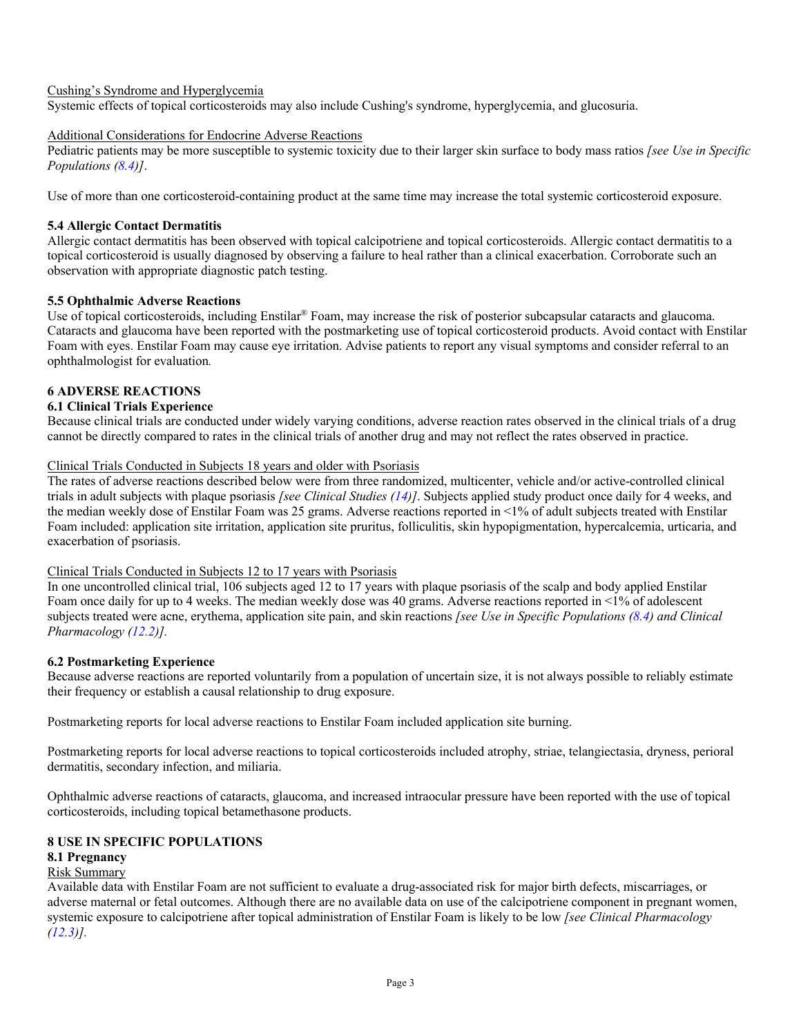Cushing's Syndrome and Hyperglycemia

Systemic effects of topical corticosteroids may also include Cushing's syndrome, hyperglycemia, and glucosuria.

Additional Considerations for Endocrine Adverse Reactions

Pediatric patients may be more susceptible to systemic toxicity due to their larger skin surface to body mass ratios *[see Use in Specific Populations (8.4)]*.

Use of more than one corticosteroid-containing product at the same time may increase the total systemic corticosteroid exposure.

### 5.4 Allergic Contact Dermatitis

Allergic contact dermatitis has been observed with topical calcipotriene and topical corticosteroids. Allergic contact dermatitis to a topical corticosteroid is usually diagnosed by observing a failure to heal rather than a clinical exacerbation. Corroborate such an observation with appropriate diagnostic patch testing.

### 5.5 Ophthalmic Adverse Reactions

Use of topical corticosteroids, including Enstilar® Foam, may increase the risk of posterior subcapsular cataracts and glaucoma. Cataracts and glaucoma have been reported with the postmarketing use of topical corticosteroid products. Avoid contact with Enstilar Foam with eyes. Enstilar Foam may cause eye irritation. Advise patients to report any visual symptoms and consider referral to an ophthalmologist for evaluation.

## 6 ADVERSE REACTIONS

### 6.1 Clinical Trials Experience

Because clinical trials are conducted under widely varying conditions, adverse reaction rates observed in the clinical trials of a drug cannot be directly compared to rates in the clinical trials of another drug and may not reflect the rates observed in practice.

Clinical Trials Conducted in Subjects 18 years and older with Psoriasis

The rates of adverse reactions described below were from three randomized, multicenter, vehicle and/or active-controlled clinical trials in adult subjects with plaque psoriasis *[see Clinical Studies (14)]*. Subjects applied study product once daily for 4 weeks, and the median weekly dose of Enstilar Foam was 25 grams. Adverse reactions reported in <1% of adult subjects treated with Enstilar Foam included: application site irritation, application site pruritus, folliculitis, skin hypopigmentation, hypercalcemia, urticaria, and exacerbation of psoriasis.

Clinical Trials Conducted in Subjects 12 to 17 years with Psoriasis

In one uncontrolled clinical trial, 106 subjects aged 12 to 17 years with plaque psoriasis of the scalp and body applied Enstilar Foam once daily for up to 4 weeks. The median weekly dose was 40 grams. Adverse reactions reported in <1% of adolescent subjects treated were acne, erythema, application site pain, and skin reactions *[see Use in Specific Populations (8.4) and Clinical Pharmacology (12.2)].*

### 6.2 Postmarketing Experience

Because adverse reactions are reported voluntarily from a population of uncertain size, it is not always possible to reliably estimate their frequency or establish a causal relationship to drug exposure.

Postmarketing reports for local adverse reactions to Enstilar Foam included application site burning.

Postmarketing reports for local adverse reactions to topical corticosteroids included atrophy, striae, telangiectasia, dryness, perioral dermatitis, secondary infection, and miliaria.

Ophthalmic adverse reactions of cataracts, glaucoma, and increased intraocular pressure have been reported with the use of topical corticosteroids, including topical betamethasone products.

## 8 USE IN SPECIFIC POPULATIONS

### 8.1 Pregnancy

Risk Summary

Available data with Enstilar Foam are not sufficient to evaluate a drug-associated risk for major birth defects, miscarriages, or adverse maternal or fetal outcomes. Although there are no available data on use of the calcipotriene component in pregnant women, systemic exposure to calcipotriene after topical administration of Enstilar Foam is likely to be low *[see Clinical Pharmacology (12.3)].*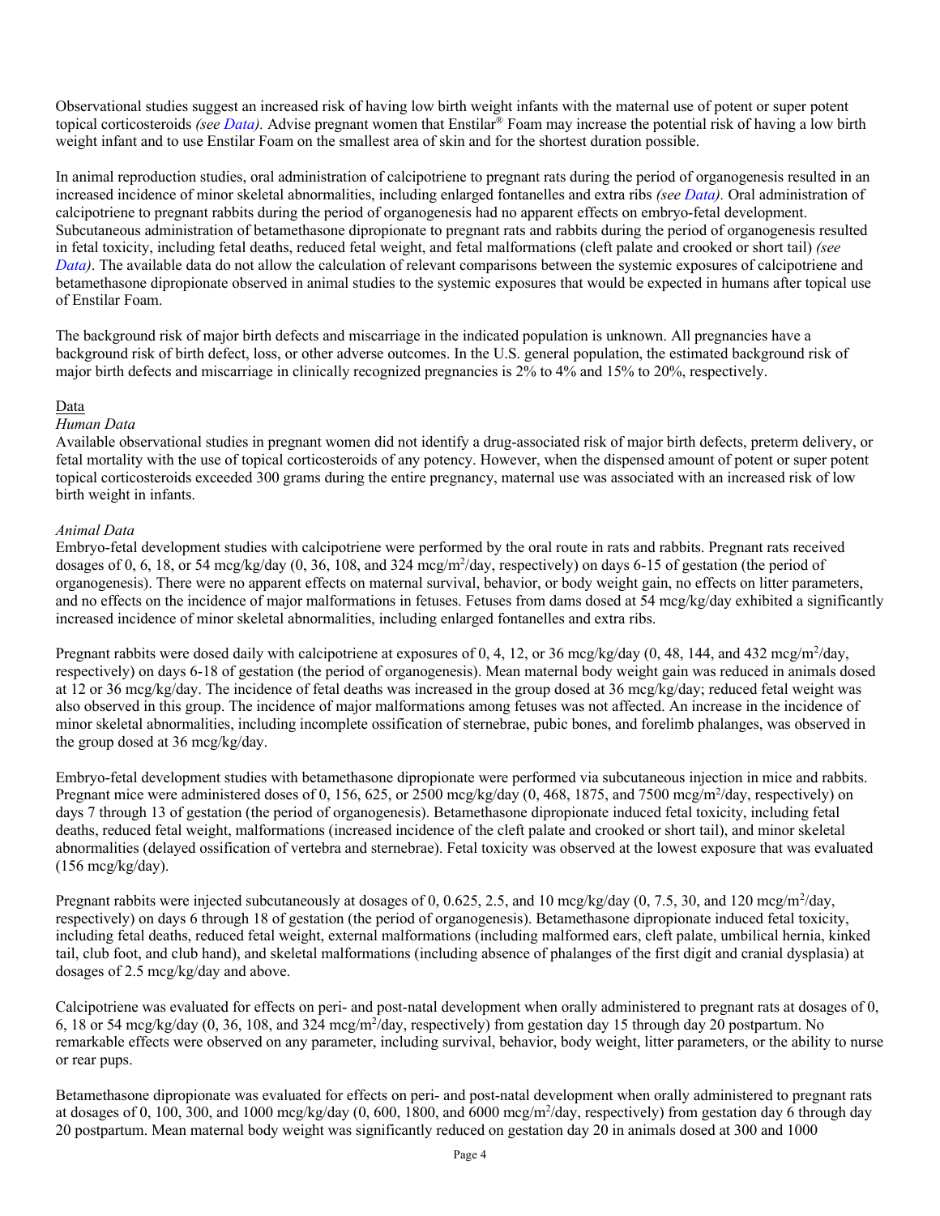Observational studies suggest an increased risk of having low birth weight infants with the maternal use of potent or super potent topical corticosteroids *(see Data)*. Advise pregnant women that Enstilar® Foam may increase the potential risk of having a low birth weight infant and to use Enstilar Foam on the smallest area of skin and for the shortest duration possible.

In animal reproduction studies, oral administration of calcipotriene to pregnant rats during the period of organogenesis resulted in an increased incidence of minor skeletal abnormalities, including enlarged fontanelles and extra ribs *(see Data)*. Oral administration of calcipotriene to pregnant rabbits during the period of organogenesis had no apparent effects on embryo-fetal development. Subcutaneous administration of betamethasone dipropionate to pregnant rats and rabbits during the period of organogenesis resulted in fetal toxicity, including fetal deaths, reduced fetal weight, and fetal malformations (cleft palate and crooked or short tail) *(see Data)*. The available data do not allow the calculation of relevant comparisons between the systemic exposures of calcipotriene and betamethasone dipropionate observed in animal studies to the systemic exposures that would be expected in humans after topical use of Enstilar Foam.

The background risk of major birth defects and miscarriage in the indicated population is unknown. All pregnancies have a background risk of birth defect, loss, or other adverse outcomes. In the U.S. general population, the estimated background risk of major birth defects and miscarriage in clinically recognized pregnancies is 2% to 4% and 15% to 20%, respectively.

Data

*Human Data*

Available observational studies in pregnant women did not identify a drug-associated risk of major birth defects, preterm delivery, or fetal mortality with the use of topical corticosteroids of any potency. However, when the dispensed amount of potent or super potent topical corticosteroids exceeded 300 grams during the entire pregnancy, maternal use was associated with an increased risk of low birth weight in infants.

*Animal Data*

Embryo-fetal development studies with calcipotriene were performed by the oral route in rats and rabbits. Pregnant rats received dosages of 0, 6, 18, or 54 mcg/kg/day (0, 36, 108, and 324 mcg/m$^2$/day, respectively) on days 6-15 of gestation (the period of organogenesis). There were no apparent effects on maternal survival, behavior, or body weight gain, no effects on litter parameters, and no effects on the incidence of major malformations in fetuses. Fetuses from dams dosed at 54 mcg/kg/day exhibited a significantly increased incidence of minor skeletal abnormalities, including enlarged fontanelles and extra ribs.

Pregnant rabbits were dosed daily with calcipotriene at exposures of 0, 4, 12, or 36 mcg/kg/day (0, 48, 144, and 432 mcg/m$^2$/day, respectively) on days 6-18 of gestation (the period of organogenesis). Mean maternal body weight gain was reduced in animals dosed at 12 or 36 mcg/kg/day. The incidence of fetal deaths was increased in the group dosed at 36 mcg/kg/day; reduced fetal weight was also observed in this group. The incidence of major malformations among fetuses was not affected. An increase in the incidence of minor skeletal abnormalities, including incomplete ossification of sternebrae, pubic bones, and forelimb phalanges, was observed in the group dosed at 36 mcg/kg/day.

Embryo-fetal development studies with betamethasone dipropionate were performed via subcutaneous injection in mice and rabbits. Pregnant mice were administered doses of 0, 156, 625, or 2500 mcg/kg/day (0, 468, 1875, and 7500 mcg/m$^2$/day, respectively) on days 7 through 13 of gestation (the period of organogenesis). Betamethasone dipropionate induced fetal toxicity, including fetal deaths, reduced fetal weight, malformations (increased incidence of the cleft palate and crooked or short tail), and minor skeletal abnormalities (delayed ossification of vertebra and sternebrae). Fetal toxicity was observed at the lowest exposure that was evaluated (156 mcg/kg/day).

Pregnant rabbits were injected subcutaneously at dosages of 0, 0.625, 2.5, and 10 mcg/kg/day (0, 7.5, 30, and 120 mcg/m$^2$/day, respectively) on days 6 through 18 of gestation (the period of organogenesis). Betamethasone dipropionate induced fetal toxicity, including fetal deaths, reduced fetal weight, external malformations (including malformed ears, cleft palate, umbilical hernia, kinked tail, club foot, and club hand), and skeletal malformations (including absence of phalanges of the first digit and cranial dysplasia) at dosages of 2.5 mcg/kg/day and above.

Calcipotriene was evaluated for effects on peri- and post-natal development when orally administered to pregnant rats at dosages of 0, 6, 18 or 54 mcg/kg/day (0, 36, 108, and 324 mcg/m$^2$/day, respectively) from gestation day 15 through day 20 postpartum. No remarkable effects were observed on any parameter, including survival, behavior, body weight, litter parameters, or the ability to nurse or rear pups.

Betamethasone dipropionate was evaluated for effects on peri- and post-natal development when orally administered to pregnant rats at dosages of 0, 100, 300, and 1000 mcg/kg/day (0, 600, 1800, and 6000 mcg/m$^2$/day, respectively) from gestation day 6 through day 20 postpartum. Mean maternal body weight was significantly reduced on gestation day 20 in animals dosed at 300 and 1000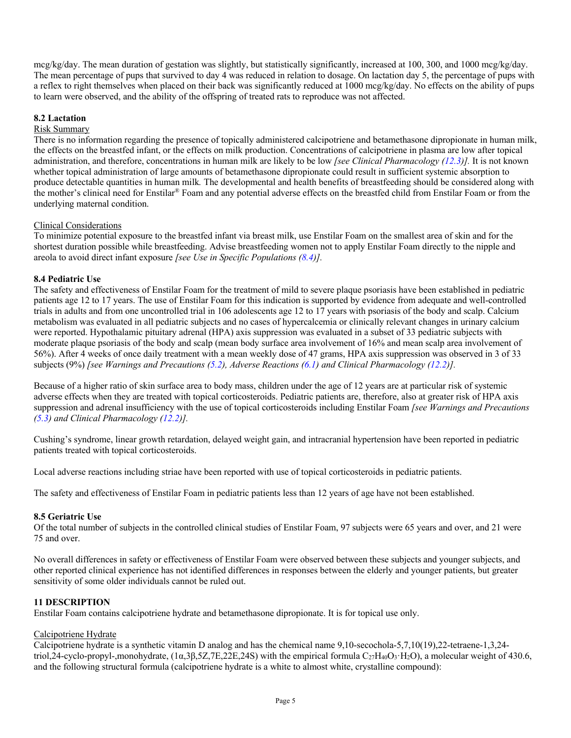mcg/kg/day. The mean duration of gestation was slightly, but statistically significantly, increased at 100, 300, and 1000 mcg/kg/day. The mean percentage of pups that survived to day 4 was reduced in relation to dosage. On lactation day 5, the percentage of pups with a reflex to right themselves when placed on their back was significantly reduced at 1000 mcg/kg/day. No effects on the ability of pups to learn were observed, and the ability of the offspring of treated rats to reproduce was not affected.

### 8.2 Lactation

Risk Summary

There is no information regarding the presence of topically administered calcipotriene and betamethasone dipropionate in human milk, the effects on the breastfed infant, or the effects on milk production. Concentrations of calcipotriene in plasma are low after topical administration, and therefore, concentrations in human milk are likely to be low *[see Clinical Pharmacology (12.3)].* It is not known whether topical administration of large amounts of betamethasone dipropionate could result in sufficient systemic absorption to produce detectable quantities in human milk*.* The developmental and health benefits of breastfeeding should be considered along with the mother's clinical need for Enstilar® Foam and any potential adverse effects on the breastfed child from Enstilar Foam or from the underlying maternal condition.

Clinical Considerations

To minimize potential exposure to the breastfed infant via breast milk, use Enstilar Foam on the smallest area of skin and for the shortest duration possible while breastfeeding. Advise breastfeeding women not to apply Enstilar Foam directly to the nipple and areola to avoid direct infant exposure *[see Use in Specific Populations (8.4)].*

### 8.4 Pediatric Use

The safety and effectiveness of Enstilar Foam for the treatment of mild to severe plaque psoriasis have been established in pediatric patients age 12 to 17 years. The use of Enstilar Foam for this indication is supported by evidence from adequate and well-controlled trials in adults and from one uncontrolled trial in 106 adolescents age 12 to 17 years with psoriasis of the body and scalp. Calcium metabolism was evaluated in all pediatric subjects and no cases of hypercalcemia or clinically relevant changes in urinary calcium were reported. Hypothalamic pituitary adrenal (HPA) axis suppression was evaluated in a subset of 33 pediatric subjects with moderate plaque psoriasis of the body and scalp (mean body surface area involvement of 16% and mean scalp area involvement of 56%). After 4 weeks of once daily treatment with a mean weekly dose of 47 grams, HPA axis suppression was observed in 3 of 33 subjects (9%) *[see Warnings and Precautions (5.2), Adverse Reactions (6.1) and Clinical Pharmacology (12.2)].*

Because of a higher ratio of skin surface area to body mass, children under the age of 12 years are at particular risk of systemic adverse effects when they are treated with topical corticosteroids. Pediatric patients are, therefore, also at greater risk of HPA axis suppression and adrenal insufficiency with the use of topical corticosteroids including Enstilar Foam *[see Warnings and Precautions (5.3) and Clinical Pharmacology (12.2)].*

Cushing's syndrome, linear growth retardation, delayed weight gain, and intracranial hypertension have been reported in pediatric patients treated with topical corticosteroids.

Local adverse reactions including striae have been reported with use of topical corticosteroids in pediatric patients.

The safety and effectiveness of Enstilar Foam in pediatric patients less than 12 years of age have not been established.

### 8.5 Geriatric Use

Of the total number of subjects in the controlled clinical studies of Enstilar Foam, 97 subjects were 65 years and over, and 21 were 75 and over.

No overall differences in safety or effectiveness of Enstilar Foam were observed between these subjects and younger subjects, and other reported clinical experience has not identified differences in responses between the elderly and younger patients, but greater sensitivity of some older individuals cannot be ruled out.

## 11 DESCRIPTION

Enstilar Foam contains calcipotriene hydrate and betamethasone dipropionate. It is for topical use only.

Calcipotriene Hydrate

Calcipotriene hydrate is a synthetic vitamin D analog and has the chemical name 9,10-secochola-5,7,10(19),22-tetraene-1,3,24-triol,24-cyclo-propyl-,monohydrate, (1α,3β,5Z,7E,22E,24S) with the empirical formula $C_{27}H_{40}O_3 \cdot H_2O$), a molecular weight of 430.6, and the following structural formula (calcipotriene hydrate is a white to almost white, crystalline compound):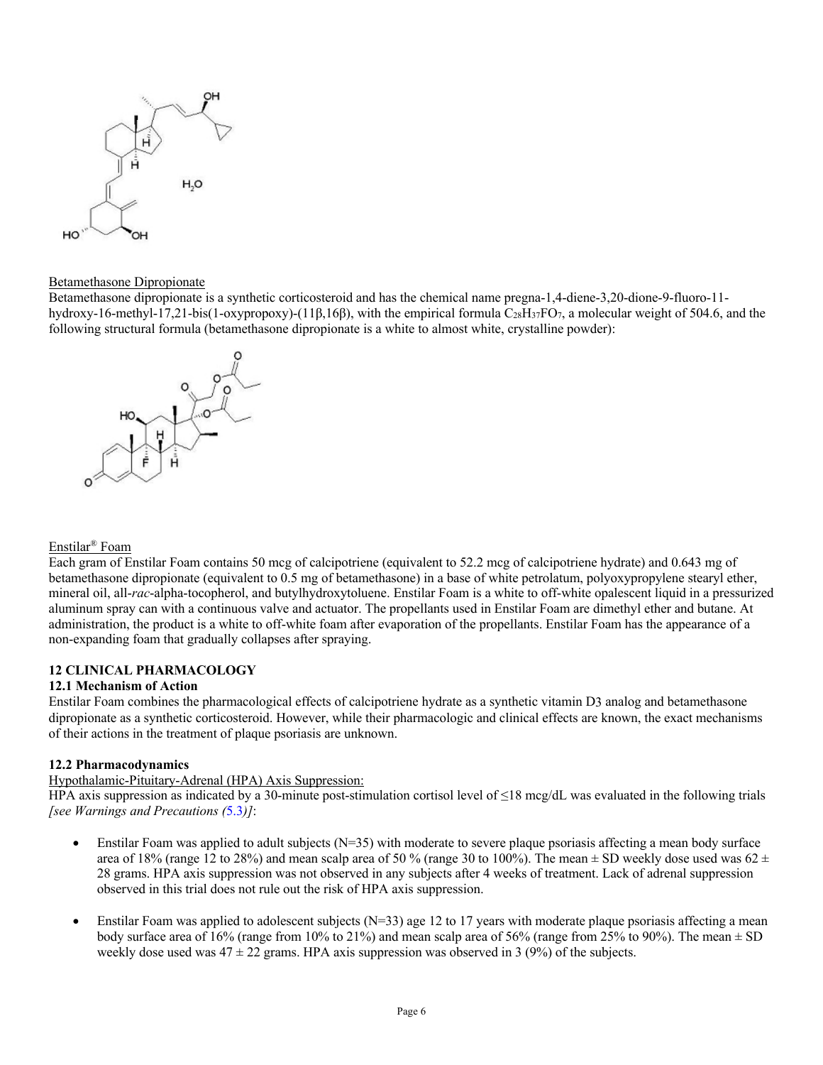Betamethasone Dipropionate

Betamethasone dipropionate is a synthetic corticosteroid and has the chemical name pregna-1,4-diene-3,20-dione-9-fluoro-11-hydroxy-16-methyl-17,21-bis(1-oxypropoxy)-(11β,16β), with the empirical formula $C_{28}H_{37}FO_7$, a molecular weight of 504.6, and the following structural formula (betamethasone dipropionate is a white to almost white, crystalline powder):

Enstilar® Foam

Each gram of Enstilar Foam contains 50 mcg of calcipotriene (equivalent to 52.2 mcg of calcipotriene hydrate) and 0.643 mg of betamethasone dipropionate (equivalent to 0.5 mg of betamethasone) in a base of white petrolatum, polyoxypropylene stearyl ether, mineral oil, all-*rac*-alpha-tocopherol, and butylhydroxytoluene. Enstilar Foam is a white to off-white opalescent liquid in a pressurized aluminum spray can with a continuous valve and actuator. The propellants used in Enstilar Foam are dimethyl ether and butane. At administration, the product is a white to off-white foam after evaporation of the propellants. Enstilar Foam has the appearance of a non-expanding foam that gradually collapses after spraying.

## 12 CLINICAL PHARMACOLOGY

### 12.1 Mechanism of Action

Enstilar Foam combines the pharmacological effects of calcipotriene hydrate as a synthetic vitamin D3 analog and betamethasone dipropionate as a synthetic corticosteroid. However, while their pharmacologic and clinical effects are known, the exact mechanisms of their actions in the treatment of plaque psoriasis are unknown.

### 12.2 Pharmacodynamics

Hypothalamic-Pituitary-Adrenal (HPA) Axis Suppression:

HPA axis suppression as indicated by a 30-minute post-stimulation cortisol level of ≤18 mcg/dL was evaluated in the following trials *[see Warnings and Precautions (5.3)]*:

- Enstilar Foam was applied to adult subjects (N=35) with moderate to severe plaque psoriasis affecting a mean body surface area of 18% (range 12 to 28%) and mean scalp area of 50 % (range 30 to 100%). The mean ± SD weekly dose used was 62 ± 28 grams. HPA axis suppression was not observed in any subjects after 4 weeks of treatment. Lack of adrenal suppression observed in this trial does not rule out the risk of HPA axis suppression.

- Enstilar Foam was applied to adolescent subjects (N=33) age 12 to 17 years with moderate plaque psoriasis affecting a mean body surface area of 16% (range from 10% to 21%) and mean scalp area of 56% (range from 25% to 90%). The mean ± SD weekly dose used was 47 ± 22 grams. HPA axis suppression was observed in 3 (9%) of the subjects.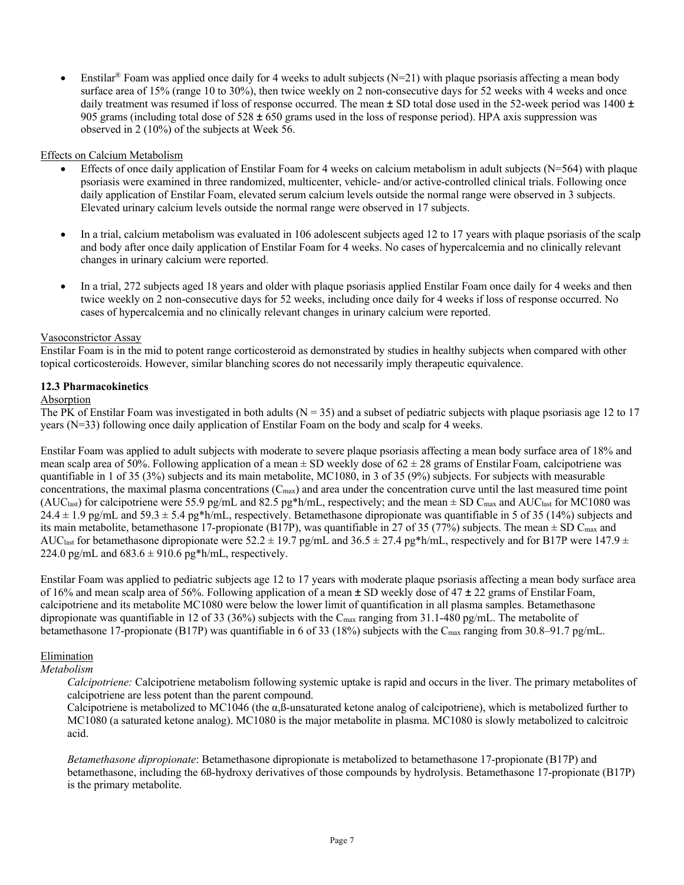- Enstilar® Foam was applied once daily for 4 weeks to adult subjects (N=21) with plaque psoriasis affecting a mean body surface area of 15% (range 10 to 30%), then twice weekly on 2 non-consecutive days for 52 weeks with 4 weeks and once daily treatment was resumed if loss of response occurred. The mean ± SD total dose used in the 52-week period was 1400 ± 905 grams (including total dose of 528 ± 650 grams used in the loss of response period). HPA axis suppression was observed in 2 (10%) of the subjects at Week 56.

Effects on Calcium Metabolism

- Effects of once daily application of Enstilar Foam for 4 weeks on calcium metabolism in adult subjects (N=564) with plaque psoriasis were examined in three randomized, multicenter, vehicle- and/or active-controlled clinical trials. Following once daily application of Enstilar Foam, elevated serum calcium levels outside the normal range were observed in 3 subjects. Elevated urinary calcium levels outside the normal range were observed in 17 subjects.

- In a trial, calcium metabolism was evaluated in 106 adolescent subjects aged 12 to 17 years with plaque psoriasis of the scalp and body after once daily application of Enstilar Foam for 4 weeks. No cases of hypercalcemia and no clinically relevant changes in urinary calcium were reported.

- In a trial, 272 subjects aged 18 years and older with plaque psoriasis applied Enstilar Foam once daily for 4 weeks and then twice weekly on 2 non-consecutive days for 52 weeks, including once daily for 4 weeks if loss of response occurred. No cases of hypercalcemia and no clinically relevant changes in urinary calcium were reported.

Vasoconstrictor Assay

Enstilar Foam is in the mid to potent range corticosteroid as demonstrated by studies in healthy subjects when compared with other topical corticosteroids. However, similar blanching scores do not necessarily imply therapeutic equivalence.

### 12.3 Pharmacokinetics

Absorption

The PK of Enstilar Foam was investigated in both adults (N = 35) and a subset of pediatric subjects with plaque psoriasis age 12 to 17 years (N=33) following once daily application of Enstilar Foam on the body and scalp for 4 weeks.

Enstilar Foam was applied to adult subjects with moderate to severe plaque psoriasis affecting a mean body surface area of 18% and mean scalp area of 50%. Following application of a mean ± SD weekly dose of 62 ± 28 grams of Enstilar Foam, calcipotriene was quantifiable in 1 of 35 (3%) subjects and its main metabolite, MC1080, in 3 of 35 (9%) subjects. For subjects with measurable concentrations, the maximal plasma concentrations ($C_{max}$) and area under the concentration curve until the last measured time point ($AUC_{last}$) for calcipotriene were 55.9 pg/mL and 82.5 pg*h/mL, respectively; and the mean ± SD $C_{max}$ and $AUC_{last}$ for MC1080 was 24.4 ± 1.9 pg/mL and 59.3 ± 5.4 pg*h/mL, respectively. Betamethasone dipropionate was quantifiable in 5 of 35 (14%) subjects and its main metabolite, betamethasone 17-propionate (B17P), was quantifiable in 27 of 35 (77%) subjects. The mean ± SD $C_{max}$ and $AUC_{last}$ for betamethasone dipropionate were 52.2 ± 19.7 pg/mL and 36.5 ± 27.4 pg*h/mL, respectively and for B17P were 147.9 ± 224.0 pg/mL and 683.6 ± 910.6 pg*h/mL, respectively.

Enstilar Foam was applied to pediatric subjects age 12 to 17 years with moderate plaque psoriasis affecting a mean body surface area of 16% and mean scalp area of 56%. Following application of a mean ± SD weekly dose of 47 ± 22 grams of Enstilar Foam, calcipotriene and its metabolite MC1080 were below the lower limit of quantification in all plasma samples. Betamethasone dipropionate was quantifiable in 12 of 33 (36%) subjects with the $C_{max}$ ranging from 31.1-480 pg/mL. The metabolite of betamethasone 17-propionate (B17P) was quantifiable in 6 of 33 (18%) subjects with the $C_{max}$ ranging from 30.8–91.7 pg/mL.

Elimination

*Metabolism*

*Calcipotriene:* Calcipotriene metabolism following systemic uptake is rapid and occurs in the liver. The primary metabolites of calcipotriene are less potent than the parent compound.

Calcipotriene is metabolized to MC1046 (the α,ß-unsaturated ketone analog of calcipotriene), which is metabolized further to MC1080 (a saturated ketone analog). MC1080 is the major metabolite in plasma. MC1080 is slowly metabolized to calcitroic acid.

*Betamethasone dipropionate*: Betamethasone dipropionate is metabolized to betamethasone 17-propionate (B17P) and betamethasone, including the 6ß-hydroxy derivatives of those compounds by hydrolysis. Betamethasone 17-propionate (B17P) is the primary metabolite.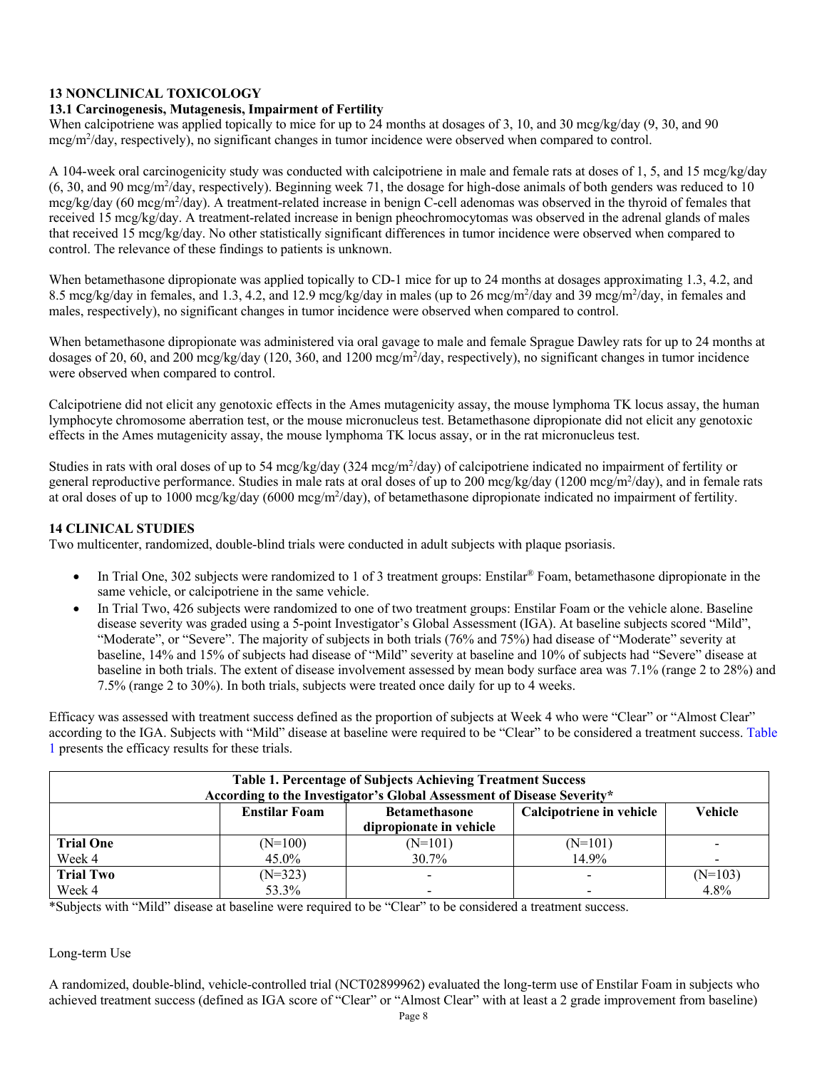## 13 NONCLINICAL TOXICOLOGY

### 13.1 Carcinogenesis, Mutagenesis, Impairment of Fertility

When calcipotriene was applied topically to mice for up to 24 months at dosages of 3, 10, and 30 mcg/kg/day (9, 30, and 90 $mcg/m^2$/day, respectively), no significant changes in tumor incidence were observed when compared to control.

A 104-week oral carcinogenicity study was conducted with calcipotriene in male and female rats at doses of 1, 5, and 15 mcg/kg/day (6, 30, and 90 $mcg/m^2$/day, respectively). Beginning week 71, the dosage for high-dose animals of both genders was reduced to 10 mcg/kg/day (60 $mcg/m^2$/day). A treatment-related increase in benign C-cell adenomas was observed in the thyroid of females that received 15 mcg/kg/day. A treatment-related increase in benign pheochromocytomas was observed in the adrenal glands of males that received 15 mcg/kg/day. No other statistically significant differences in tumor incidence were observed when compared to control. The relevance of these findings to patients is unknown.

When betamethasone dipropionate was applied topically to CD-1 mice for up to 24 months at dosages approximating 1.3, 4.2, and 8.5 mcg/kg/day in females, and 1.3, 4.2, and 12.9 mcg/kg/day in males (up to 26 $mcg/m^2$/day and 39 $mcg/m^2$/day, in females and males, respectively), no significant changes in tumor incidence were observed when compared to control.

When betamethasone dipropionate was administered via oral gavage to male and female Sprague Dawley rats for up to 24 months at dosages of 20, 60, and 200 mcg/kg/day (120, 360, and 1200 $mcg/m^2$/day, respectively), no significant changes in tumor incidence were observed when compared to control.

Calcipotriene did not elicit any genotoxic effects in the Ames mutagenicity assay, the mouse lymphoma TK locus assay, the human lymphocyte chromosome aberration test, or the mouse micronucleus test. Betamethasone dipropionate did not elicit any genotoxic effects in the Ames mutagenicity assay, the mouse lymphoma TK locus assay, or in the rat micronucleus test.

Studies in rats with oral doses of up to 54 mcg/kg/day (324 $mcg/m^2$/day) of calcipotriene indicated no impairment of fertility or general reproductive performance. Studies in male rats at oral doses of up to 200 mcg/kg/day (1200 $mcg/m^2$/day), and in female rats at oral doses of up to 1000 mcg/kg/day (6000 $mcg/m^2$/day), of betamethasone dipropionate indicated no impairment of fertility.

## 14 CLINICAL STUDIES

Two multicenter, randomized, double-blind trials were conducted in adult subjects with plaque psoriasis.

- In Trial One, 302 subjects were randomized to 1 of 3 treatment groups: Enstilar® Foam, betamethasone dipropionate in the same vehicle, or calcipotriene in the same vehicle.
- In Trial Two, 426 subjects were randomized to one of two treatment groups: Enstilar Foam or the vehicle alone. Baseline disease severity was graded using a 5-point Investigator's Global Assessment (IGA). At baseline subjects scored "Mild", "Moderate", or "Severe". The majority of subjects in both trials (76% and 75%) had disease of "Moderate" severity at baseline, 14% and 15% of subjects had disease of "Mild" severity at baseline and 10% of subjects had "Severe" disease at baseline in both trials. The extent of disease involvement assessed by mean body surface area was 7.1% (range 2 to 28%) and 7.5% (range 2 to 30%). In both trials, subjects were treated once daily for up to 4 weeks.

Efficacy was assessed with treatment success defined as the proportion of subjects at Week 4 who were "Clear" or "Almost Clear" according to the IGA. Subjects with "Mild" disease at baseline were required to be "Clear" to be considered a treatment success. Table 1 presents the efficacy results for these trials.

**Table 1. Percentage of Subjects Achieving Treatment Success According to the Investigator's Global Assessment of Disease Severity***

| | Enstilar Foam | Betamethasone dipropionate in vehicle | Calcipotriene in vehicle | Vehicle |
|---|---|---|---|---|
| **Trial One** | (N=100) | (N=101) | (N=101) | - |
| Week 4 | 45.0% | 30.7% | 14.9% | - |
| **Trial Two** | (N=323) | - | - | (N=103) |
| Week 4 | 53.3% | - | - | 4.8% |

*Subjects with "Mild" disease at baseline were required to be "Clear" to be considered a treatment success.

Long-term Use

A randomized, double-blind, vehicle-controlled trial (NCT02899962) evaluated the long-term use of Enstilar Foam in subjects who achieved treatment success (defined as IGA score of "Clear" or "Almost Clear" with at least a 2 grade improvement from baseline)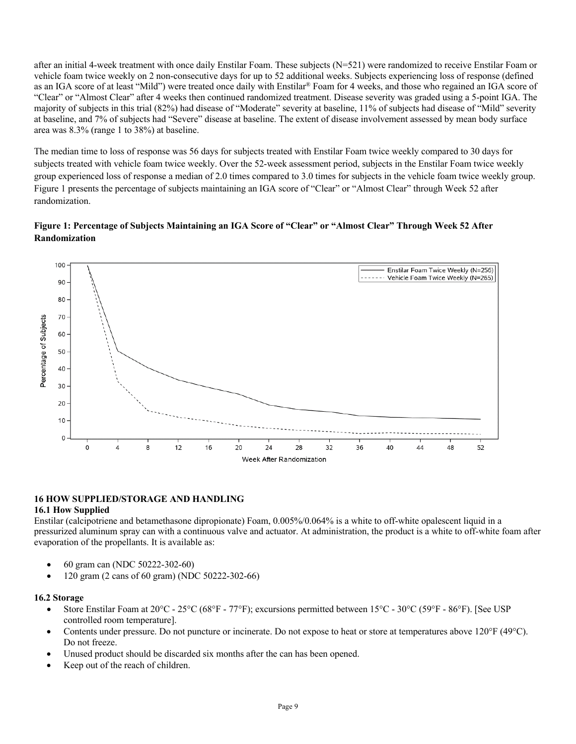after an initial 4-week treatment with once daily Enstilar Foam. These subjects (N=521) were randomized to receive Enstilar Foam or vehicle foam twice weekly on 2 non-consecutive days for up to 52 additional weeks. Subjects experiencing loss of response (defined as an IGA score of at least "Mild") were treated once daily with Enstilar® Foam for 4 weeks, and those who regained an IGA score of "Clear" or "Almost Clear" after 4 weeks then continued randomized treatment. Disease severity was graded using a 5-point IGA. The majority of subjects in this trial (82%) had disease of "Moderate" severity at baseline, 11% of subjects had disease of "Mild" severity at baseline, and 7% of subjects had "Severe" disease at baseline. The extent of disease involvement assessed by mean body surface area was 8.3% (range 1 to 38%) at baseline.

The median time to loss of response was 56 days for subjects treated with Enstilar Foam twice weekly compared to 30 days for subjects treated with vehicle foam twice weekly. Over the 52-week assessment period, subjects in the Enstilar Foam twice weekly group experienced loss of response a median of 2.0 times compared to 3.0 times for subjects in the vehicle foam twice weekly group. Figure 1 presents the percentage of subjects maintaining an IGA score of "Clear" or "Almost Clear" through Week 52 after randomization.

**Figure 1: Percentage of Subjects Maintaining an IGA Score of "Clear" or "Almost Clear" Through Week 52 After Randomization**

## 16 HOW SUPPLIED/STORAGE AND HANDLING

### 16.1 How Supplied

Enstilar (calcipotriene and betamethasone dipropionate) Foam, 0.005%/0.064% is a white to off-white opalescent liquid in a pressurized aluminum spray can with a continuous valve and actuator. At administration, the product is a white to off-white foam after evaporation of the propellants. It is available as:

- 60 gram can (NDC 50222-302-60)
- 120 gram (2 cans of 60 gram) (NDC 50222-302-66)

### 16.2 Storage

- Store Enstilar Foam at 20°C - 25°C (68°F - 77°F); excursions permitted between 15°C - 30°C (59°F - 86°F). [See USP controlled room temperature].
- Contents under pressure. Do not puncture or incinerate. Do not expose to heat or store at temperatures above 120°F (49°C). Do not freeze.
- Unused product should be discarded six months after the can has been opened.
- Keep out of the reach of children.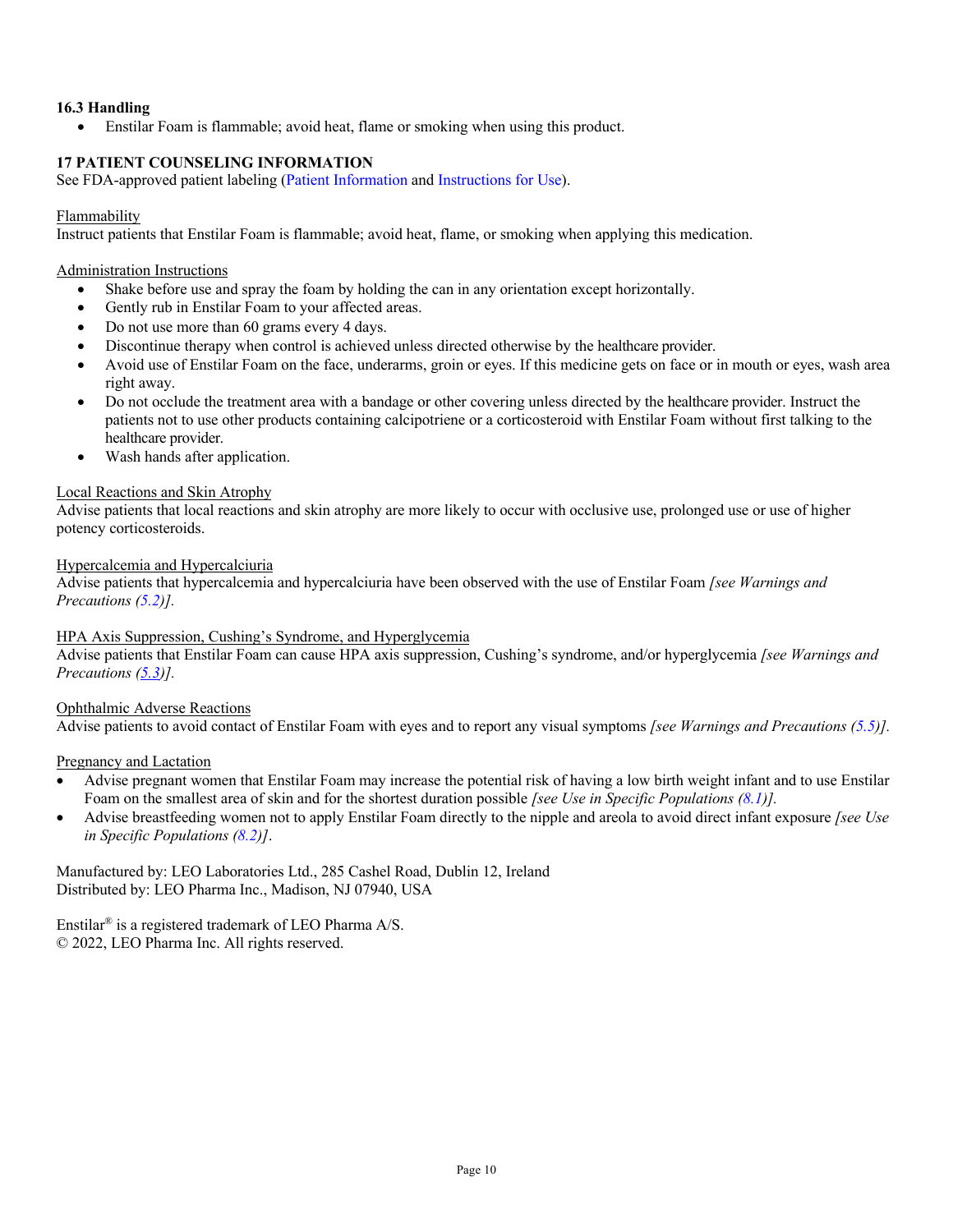### 16.3 Handling

- Enstilar Foam is flammable; avoid heat, flame or smoking when using this product.

## 17 PATIENT COUNSELING INFORMATION

See FDA-approved patient labeling (Patient Information and Instructions for Use).

Flammability

Instruct patients that Enstilar Foam is flammable; avoid heat, flame, or smoking when applying this medication.

Administration Instructions

- Shake before use and spray the foam by holding the can in any orientation except horizontally.
- Gently rub in Enstilar Foam to your affected areas.
- Do not use more than 60 grams every 4 days.
- Discontinue therapy when control is achieved unless directed otherwise by the healthcare provider.
- Avoid use of Enstilar Foam on the face, underarms, groin or eyes. If this medicine gets on face or in mouth or eyes, wash area right away.
- Do not occlude the treatment area with a bandage or other covering unless directed by the healthcare provider. Instruct the patients not to use other products containing calcipotriene or a corticosteroid with Enstilar Foam without first talking to the healthcare provider.
- Wash hands after application.

Local Reactions and Skin Atrophy

Advise patients that local reactions and skin atrophy are more likely to occur with occlusive use, prolonged use or use of higher potency corticosteroids.

Hypercalcemia and Hypercalciuria

Advise patients that hypercalcemia and hypercalciuria have been observed with the use of Enstilar Foam *[see Warnings and Precautions (5.2)].*

HPA Axis Suppression, Cushing's Syndrome, and Hyperglycemia

Advise patients that Enstilar Foam can cause HPA axis suppression, Cushing's syndrome, and/or hyperglycemia *[see Warnings and Precautions (5.3)].*

Ophthalmic Adverse Reactions

Advise patients to avoid contact of Enstilar Foam with eyes and to report any visual symptoms *[see Warnings and Precautions (5.5)].*

Pregnancy and Lactation

- Advise pregnant women that Enstilar Foam may increase the potential risk of having a low birth weight infant and to use Enstilar Foam on the smallest area of skin and for the shortest duration possible *[see Use in Specific Populations (8.1)].*
- Advise breastfeeding women not to apply Enstilar Foam directly to the nipple and areola to avoid direct infant exposure *[see Use in Specific Populations (8.2)]*.

Manufactured by: LEO Laboratories Ltd., 285 Cashel Road, Dublin 12, Ireland
Distributed by: LEO Pharma Inc., Madison, NJ 07940, USA

Enstilar® is a registered trademark of LEO Pharma A/S.
© 2022, LEO Pharma Inc. All rights reserved.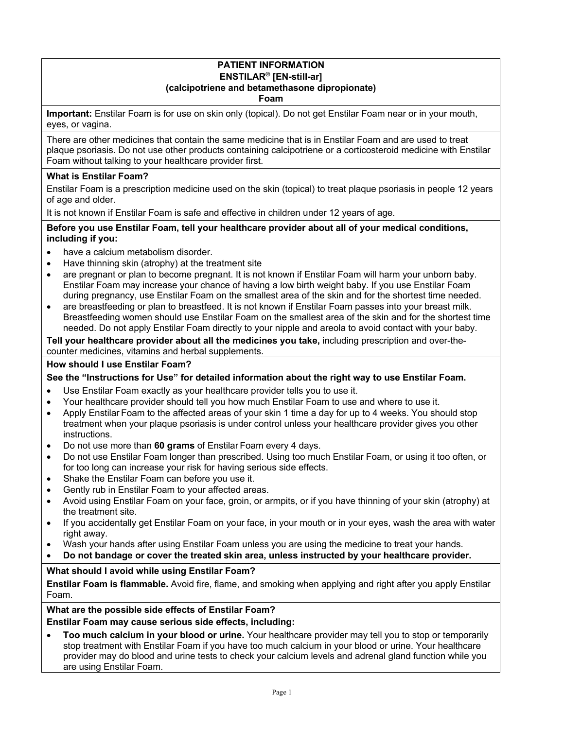## PATIENT INFORMATION
## ENSTILAR® [EN-still-ar]
## (calcipotriene and betamethasone dipropionate)
## Foam

**Important:** Enstilar Foam is for use on skin only (topical). Do not get Enstilar Foam near or in your mouth, eyes, or vagina.

There are other medicines that contain the same medicine that is in Enstilar Foam and are used to treat plaque psoriasis. Do not use other products containing calcipotriene or a corticosteroid medicine with Enstilar Foam without talking to your healthcare provider first.

### What is Enstilar Foam?

Enstilar Foam is a prescription medicine used on the skin (topical) to treat plaque psoriasis in people 12 years of age and older.

It is not known if Enstilar Foam is safe and effective in children under 12 years of age.

### Before you use Enstilar Foam, tell your healthcare provider about all of your medical conditions, including if you:

- have a calcium metabolism disorder.
- Have thinning skin (atrophy) at the treatment site
- are pregnant or plan to become pregnant. It is not known if Enstilar Foam will harm your unborn baby. Enstilar Foam may increase your chance of having a low birth weight baby. If you use Enstilar Foam during pregnancy, use Enstilar Foam on the smallest area of the skin and for the shortest time needed.
- are breastfeeding or plan to breastfeed. It is not known if Enstilar Foam passes into your breast milk. Breastfeeding women should use Enstilar Foam on the smallest area of the skin and for the shortest time needed. Do not apply Enstilar Foam directly to your nipple and areola to avoid contact with your baby.

**Tell your healthcare provider about all the medicines you take,** including prescription and over-the-counter medicines, vitamins and herbal supplements.

### How should I use Enstilar Foam?

**See the "Instructions for Use" for detailed information about the right way to use Enstilar Foam.**

- Use Enstilar Foam exactly as your healthcare provider tells you to use it.
- Your healthcare provider should tell you how much Enstilar Foam to use and where to use it.
- Apply Enstilar Foam to the affected areas of your skin 1 time a day for up to 4 weeks. You should stop treatment when your plaque psoriasis is under control unless your healthcare provider gives you other instructions.
- Do not use more than **60 grams** of Enstilar Foam every 4 days.
- Do not use Enstilar Foam longer than prescribed. Using too much Enstilar Foam, or using it too often, or for too long can increase your risk for having serious side effects.
- Shake the Enstilar Foam can before you use it.
- Gently rub in Enstilar Foam to your affected areas.
- Avoid using Enstilar Foam on your face, groin, or armpits, or if you have thinning of your skin (atrophy) at the treatment site.
- If you accidentally get Enstilar Foam on your face, in your mouth or in your eyes, wash the area with water right away.
- Wash your hands after using Enstilar Foam unless you are using the medicine to treat your hands.
- **Do not bandage or cover the treated skin area, unless instructed by your healthcare provider.**

### What should I avoid while using Enstilar Foam?

**Enstilar Foam is flammable.** Avoid fire, flame, and smoking when applying and right after you apply Enstilar Foam.

### What are the possible side effects of Enstilar Foam?

**Enstilar Foam may cause serious side effects, including:**

- **Too much calcium in your blood or urine.** Your healthcare provider may tell you to stop or temporarily stop treatment with Enstilar Foam if you have too much calcium in your blood or urine. Your healthcare provider may do blood and urine tests to check your calcium levels and adrenal gland function while you are using Enstilar Foam.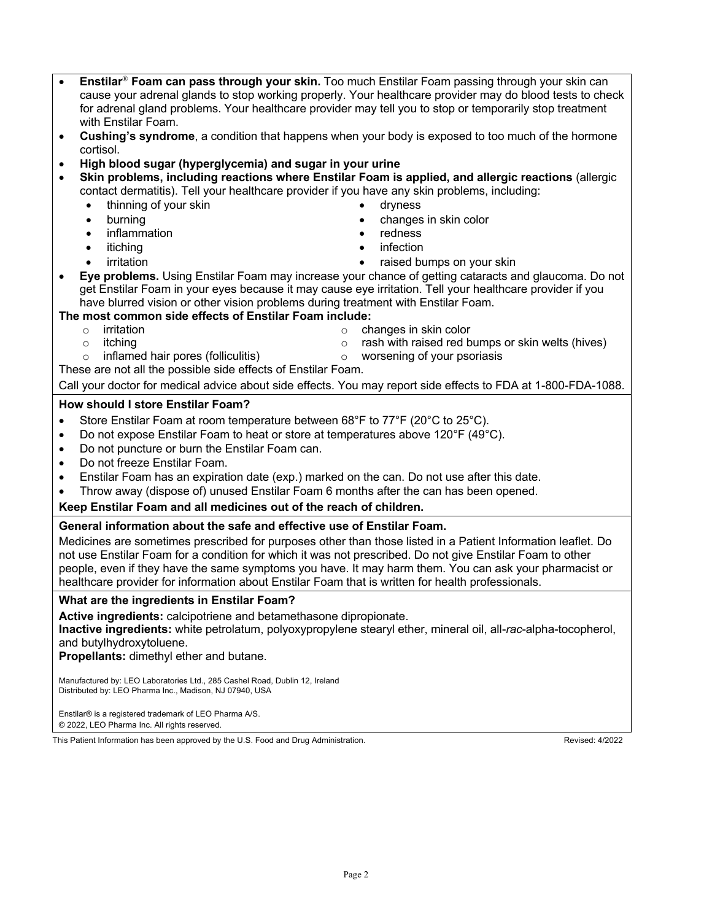- **Enstilar® Foam can pass through your skin.** Too much Enstilar Foam passing through your skin can cause your adrenal glands to stop working properly. Your healthcare provider may do blood tests to check for adrenal gland problems. Your healthcare provider may tell you to stop or temporarily stop treatment with Enstilar Foam.
- **Cushing's syndrome**, a condition that happens when your body is exposed to too much of the hormone cortisol.
- **High blood sugar (hyperglycemia) and sugar in your urine**
- **Skin problems, including reactions where Enstilar Foam is applied, and allergic reactions** (allergic contact dermatitis). Tell your healthcare provider if you have any skin problems, including:
  - thinning of your skin
  - burning
  - inflammation
  - itiching
  - irritation
  - dryness
  - changes in skin color
  - redness
  - infection
  - raised bumps on your skin
- **Eye problems.** Using Enstilar Foam may increase your chance of getting cataracts and glaucoma. Do not get Enstilar Foam in your eyes because it may cause eye irritation. Tell your healthcare provider if you have blurred vision or other vision problems during treatment with Enstilar Foam.

**The most common side effects of Enstilar Foam include:**

- irritation
- itching
- inflamed hair pores (folliculitis)
- changes in skin color
- rash with raised red bumps or skin welts (hives)
- worsening of your psoriasis

These are not all the possible side effects of Enstilar Foam.

Call your doctor for medical advice about side effects. You may report side effects to FDA at 1-800-FDA-1088.

**How should I store Enstilar Foam?**

- Store Enstilar Foam at room temperature between 68°F to 77°F (20°C to 25°C).
- Do not expose Enstilar Foam to heat or store at temperatures above 120°F (49°C).
- Do not puncture or burn the Enstilar Foam can.
- Do not freeze Enstilar Foam.
- Enstilar Foam has an expiration date (exp.) marked on the can. Do not use after this date.
- Throw away (dispose of) unused Enstilar Foam 6 months after the can has been opened.

**Keep Enstilar Foam and all medicines out of the reach of children.**

**General information about the safe and effective use of Enstilar Foam.**

Medicines are sometimes prescribed for purposes other than those listed in a Patient Information leaflet. Do not use Enstilar Foam for a condition for which it was not prescribed. Do not give Enstilar Foam to other people, even if they have the same symptoms you have. It may harm them. You can ask your pharmacist or healthcare provider for information about Enstilar Foam that is written for health professionals.

**What are the ingredients in Enstilar Foam?**

**Active ingredients:** calcipotriene and betamethasone dipropionate.
**Inactive ingredients:** white petrolatum, polyoxypropylene stearyl ether, mineral oil, all-*rac*-alpha-tocopherol, and butylhydroxytoluene.
**Propellants:** dimethyl ether and butane.

Manufactured by: LEO Laboratories Ltd., 285 Cashel Road, Dublin 12, Ireland
Distributed by: LEO Pharma Inc., Madison, NJ 07940, USA

Enstilar® is a registered trademark of LEO Pharma A/S.
© 2022, LEO Pharma Inc. All rights reserved.

This Patient Information has been approved by the U.S. Food and Drug Administration. Revised: 4/2022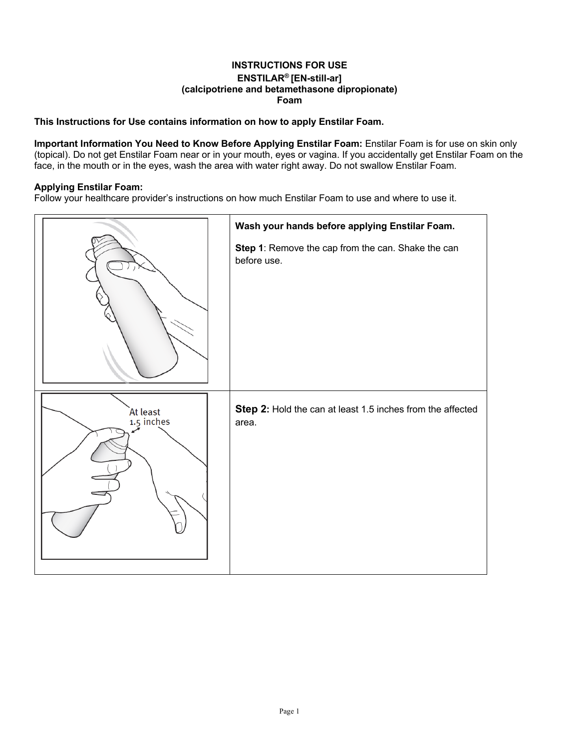# INSTRUCTIONS FOR USE

**ENSTILAR® [EN-still-ar]**
**(calcipotriene and betamethasone dipropionate)**
**Foam**

**This Instructions for Use contains information on how to apply Enstilar Foam.**

**Important Information You Need to Know Before Applying Enstilar Foam:** Enstilar Foam is for use on skin only (topical). Do not get Enstilar Foam near or in your mouth, eyes or vagina. If you accidentally get Enstilar Foam on the face, in the mouth or in the eyes, wash the area with water right away. Do not swallow Enstilar Foam.

**Applying Enstilar Foam:**
Follow your healthcare provider's instructions on how much Enstilar Foam to use and where to use it.

| | |
|---|---|
| | **Wash your hands before applying Enstilar Foam.**<br><br>**Step 1**: Remove the cap from the can. Shake the can before use. |
| At least 1.5 inches | **Step 2:** Hold the can at least 1.5 inches from the affected area. |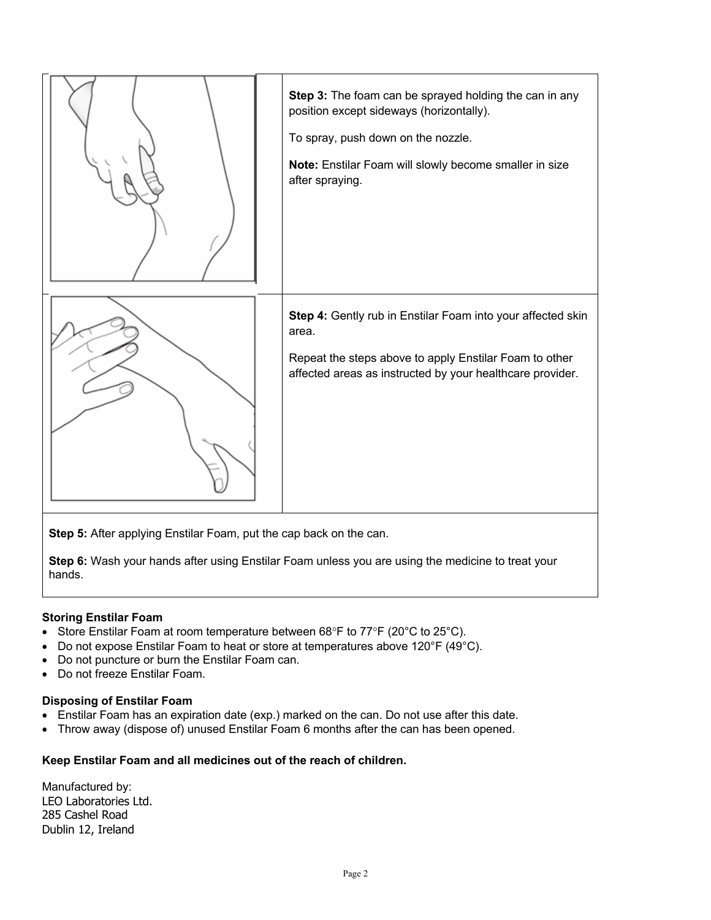**Step 3:** The foam can be sprayed holding the can in any position except sideways (horizontally).

To spray, push down on the nozzle.

**Note:** Enstilar Foam will slowly become smaller in size after spraying.

**Step 4:** Gently rub in Enstilar Foam into your affected skin area.

Repeat the steps above to apply Enstilar Foam to other affected areas as instructed by your healthcare provider.

**Step 5:** After applying Enstilar Foam, put the cap back on the can.

**Step 6:** Wash your hands after using Enstilar Foam unless you are using the medicine to treat your hands.

**Storing Enstilar Foam**

- Store Enstilar Foam at room temperature between 68°F to 77°F (20°C to 25°C).
- Do not expose Enstilar Foam to heat or store at temperatures above 120°F (49°C).
- Do not puncture or burn the Enstilar Foam can.
- Do not freeze Enstilar Foam.

**Disposing of Enstilar Foam**

- Enstilar Foam has an expiration date (exp.) marked on the can. Do not use after this date.
- Throw away (dispose of) unused Enstilar Foam 6 months after the can has been opened.

**Keep Enstilar Foam and all medicines out of the reach of children.**

Manufactured by:
LEO Laboratories Ltd.
285 Cashel Road
Dublin 12, Ireland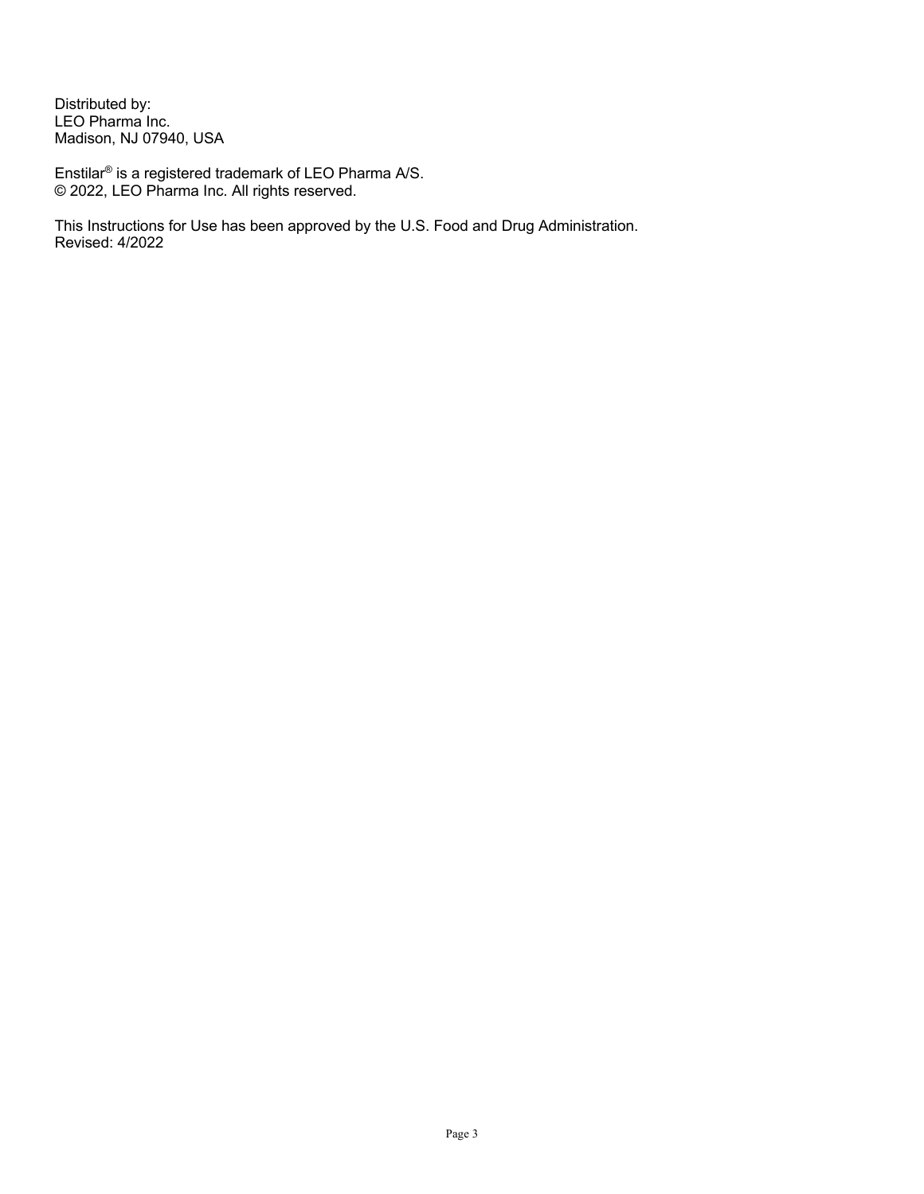Distributed by:
LEO Pharma Inc.
Madison, NJ 07940, USA

Enstilar® is a registered trademark of LEO Pharma A/S.
© 2022, LEO Pharma Inc. All rights reserved.

This Instructions for Use has been approved by the U.S. Food and Drug Administration.
Revised: 4/2022